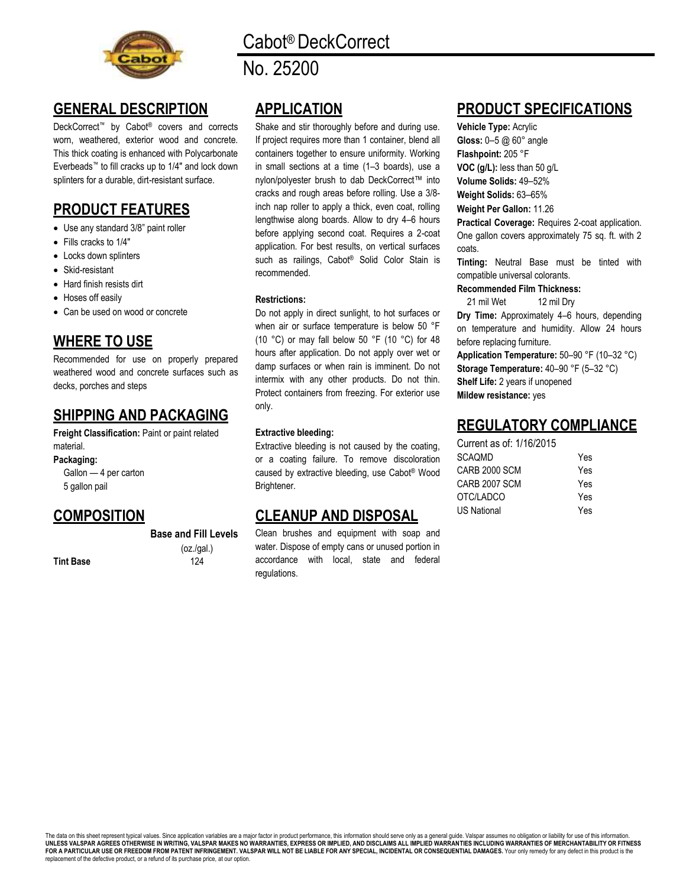# Cabot® DeckCorrect

# No. 25200

## GENERAL DESCRIPTION

DeckCorrect™ by Cabot® covers and corrects worn, weathered, exterior wood and concrete. This thick coating is enhanced with Polycarbonate Everbeads™ to fill cracks up to 1/4" and lock down splinters for a durable, dirt-resistant surface.

## PRODUCT FEATURES

- Use any standard 3/8" paint roller
- Fills cracks to 1/4"
- Locks down splinters
- Skid-resistant
- Hard finish resists dirt
- Hoses off easily
- Can be used on wood or concrete

## WHERE TO USE

Recommended for use on properly prepared weathered wood and concrete surfaces such as decks, porches and steps

## SHIPPING AND PACKAGING

**Freight Classification:** Paint or paint related material.

**Packaging:**

Gallon — 4 per carton
5 gallon pail

## COMPOSITION

| | Base and Fill Levels (oz./gal.) |
|---|---|
| **Tint Base** | 124 |

## APPLICATION

Shake and stir thoroughly before and during use. If project requires more than 1 container, blend all containers together to ensure uniformity. Working in small sections at a time (1–3 boards), use a nylon/polyester brush to dab DeckCorrect™ into cracks and rough areas before rolling. Use a 3/8-inch nap roller to apply a thick, even coat, rolling lengthwise along boards. Allow to dry 4–6 hours before applying second coat. Requires a 2-coat application. For best results, on vertical surfaces such as railings, Cabot® Solid Color Stain is recommended.

**Restrictions:**

Do not apply in direct sunlight, to hot surfaces or when air or surface temperature is below 50 °F (10 °C) or may fall below 50 °F (10 °C) for 48 hours after application. Do not apply over wet or damp surfaces or when rain is imminent. Do not intermix with any other products. Do not thin. Protect containers from freezing. For exterior use only.

**Extractive bleeding:**

Extractive bleeding is not caused by the coating, or a coating failure. To remove discoloration caused by extractive bleeding, use Cabot® Wood Brightener.

## CLEANUP AND DISPOSAL

Clean brushes and equipment with soap and water. Dispose of empty cans or unused portion in accordance with local, state and federal regulations.

## PRODUCT SPECIFICATIONS

**Vehicle Type:** Acrylic
**Gloss:** 0–5 @ 60° angle
**Flashpoint:** 205 °F
**VOC (g/L):** less than 50 g/L
**Volume Solids:** 49–52%
**Weight Solids:** 63–65%
**Weight Per Gallon:** 11.26
**Practical Coverage:** Requires 2-coat application. One gallon covers approximately 75 sq. ft. with 2 coats.
**Tinting:** Neutral Base must be tinted with compatible universal colorants.
**Recommended Film Thickness:**
21 mil Wet   12 mil Dry
**Dry Time:** Approximately 4–6 hours, depending on temperature and humidity. Allow 24 hours before replacing furniture.
**Application Temperature:** 50–90 °F (10–32 °C)
**Storage Temperature:** 40–90 °F (5–32 °C)
**Shelf Life:** 2 years if unopened
**Mildew resistance:** yes

## REGULATORY COMPLIANCE

Current as of: 1/16/2015

| | |
|---|---|
| SCAQMD | Yes |
| CARB 2000 SCM | Yes |
| CARB 2007 SCM | Yes |
| OTC/LADCO | Yes |
| US National | Yes |

The data on this sheet represent typical values. Since application variables are a major factor in product performance, this information should serve only as a general guide. Valspar assumes no obligation or liability for use of this information. **UNLESS VALSPAR AGREES OTHERWISE IN WRITING, VALSPAR MAKES NO WARRANTIES, EXPRESS OR IMPLIED, AND DISCLAIMS ALL IMPLIED WARRANTIES INCLUDING WARRANTIES OF MERCHANTABILITY OR FITNESS FOR A PARTICULAR USE OR FREEDOM FROM PATENT INFRINGEMENT. VALSPAR WILL NOT BE LIABLE FOR ANY SPECIAL, INCIDENTAL OR CONSEQUENTIAL DAMAGES.** Your only remedy for any defect in this product is the replacement of the defective product, or a refund of its purchase price, at our option.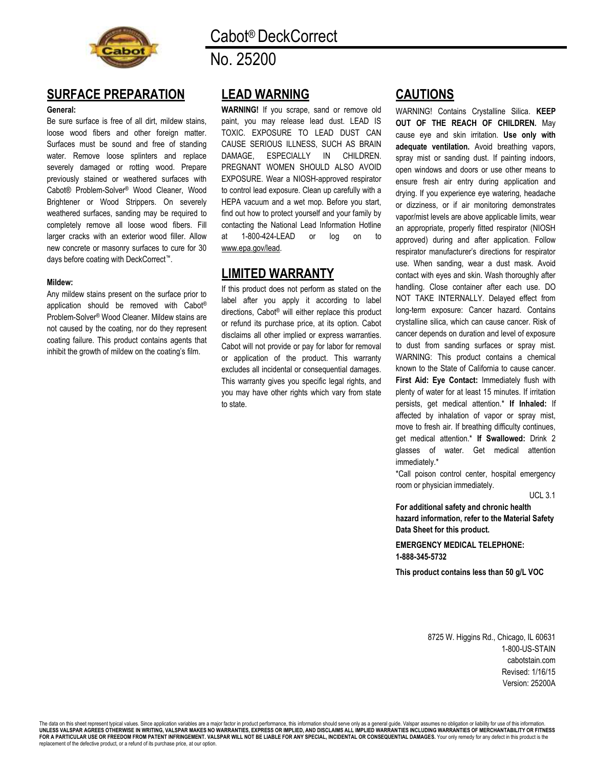# Cabot® DeckCorrect

# No. 25200

## SURFACE PREPARATION

**General:**

Be sure surface is free of all dirt, mildew stains, loose wood fibers and other foreign matter. Surfaces must be sound and free of standing water. Remove loose splinters and replace severely damaged or rotting wood. Prepare previously stained or weathered surfaces with Cabot® Problem-Solver® Wood Cleaner, Wood Brightener or Wood Strippers. On severely weathered surfaces, sanding may be required to completely remove all loose wood fibers. Fill larger cracks with an exterior wood filler. Allow new concrete or masonry surfaces to cure for 30 days before coating with DeckCorrect™.

**Mildew:**

Any mildew stains present on the surface prior to application should be removed with Cabot® Problem-Solver® Wood Cleaner. Mildew stains are not caused by the coating, nor do they represent coating failure. This product contains agents that inhibit the growth of mildew on the coating's film.

## LEAD WARNING

**WARNING!** If you scrape, sand or remove old paint, you may release lead dust. LEAD IS TOXIC. EXPOSURE TO LEAD DUST CAN CAUSE SERIOUS ILLNESS, SUCH AS BRAIN DAMAGE, ESPECIALLY IN CHILDREN. PREGNANT WOMEN SHOULD ALSO AVOID EXPOSURE. Wear a NIOSH-approved respirator to control lead exposure. Clean up carefully with a HEPA vacuum and a wet mop. Before you start, find out how to protect yourself and your family by contacting the National Lead Information Hotline at 1-800-424-LEAD or log on to www.epa.gov/lead.

## LIMITED WARRANTY

If this product does not perform as stated on the label after you apply it according to label directions, Cabot® will either replace this product or refund its purchase price, at its option. Cabot disclaims all other implied or express warranties. Cabot will not provide or pay for labor for removal or application of the product. This warranty excludes all incidental or consequential damages. This warranty gives you specific legal rights, and you may have other rights which vary from state to state.

## CAUTIONS

WARNING! Contains Crystalline Silica. **KEEP OUT OF THE REACH OF CHILDREN.** May cause eye and skin irritation. **Use only with adequate ventilation.** Avoid breathing vapors, spray mist or sanding dust. If painting indoors, open windows and doors or use other means to ensure fresh air entry during application and drying. If you experience eye watering, headache or dizziness, or if air monitoring demonstrates vapor/mist levels are above applicable limits, wear an appropriate, properly fitted respirator (NIOSH approved) during and after application. Follow respirator manufacturer's directions for respirator use. When sanding, wear a dust mask. Avoid contact with eyes and skin. Wash thoroughly after handling. Close container after each use. DO NOT TAKE INTERNALLY. Delayed effect from long-term exposure: Cancer hazard. Contains crystalline silica, which can cause cancer. Risk of cancer depends on duration and level of exposure to dust from sanding surfaces or spray mist. WARNING: This product contains a chemical known to the State of California to cause cancer. **First Aid: Eye Contact:** Immediately flush with plenty of water for at least 15 minutes. If irritation persists, get medical attention.* **If Inhaled:** If affected by inhalation of vapor or spray mist, move to fresh air. If breathing difficulty continues, get medical attention.* **If Swallowed:** Drink 2 glasses of water. Get medical attention immediately.*

*Call poison control center, hospital emergency room or physician immediately.

UCL 3.1

**For additional safety and chronic health hazard information, refer to the Material Safety Data Sheet for this product.**

**EMERGENCY MEDICAL TELEPHONE: 1-888-345-5732**

**This product contains less than 50 g/L VOC**

8725 W. Higgins Rd., Chicago, IL 60631
1-800-US-STAIN
cabotstain.com
Revised: 1/16/15
Version: 25200A

The data on this sheet represent typical values. Since application variables are a major factor in product performance, this information should serve only as a general guide. Valspar assumes no obligation or liability for use of this information. **UNLESS VALSPAR AGREES OTHERWISE IN WRITING, VALSPAR MAKES NO WARRANTIES, EXPRESS OR IMPLIED, AND DISCLAIMS ALL IMPLIED WARRANTIES INCLUDING WARRANTIES OF MERCHANTABILITY OR FITNESS FOR A PARTICULAR USE OR FREEDOM FROM PATENT INFRINGEMENT. VALSPAR WILL NOT BE LIABLE FOR ANY SPECIAL, INCIDENTAL OR CONSEQUENTIAL DAMAGES.** Your only remedy for any defect in this product is the replacement of the defective product, or a refund of its purchase price, at our option.